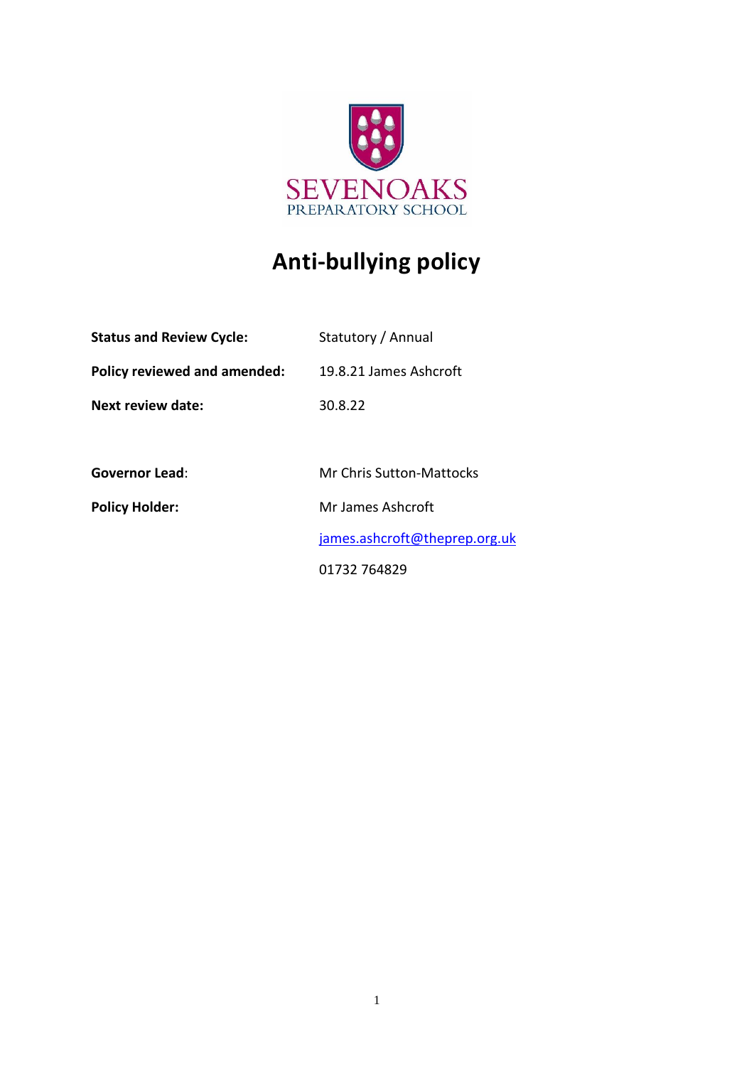SEVENOAKS
PREPARATORY SCHOOL

# Anti-bullying policy

| | |
|---|---|
| **Status and Review Cycle:** | Statutory / Annual |
| **Policy reviewed and amended:** | 19.8.21 James Ashcroft |
| **Next review date:** | 30.8.22 |
| **Governor Lead**: | Mr Chris Sutton-Mattocks |
| **Policy Holder:** | Mr James Ashcroft |
| | james.ashcroft@theprep.org.uk |
| | 01732 764829 |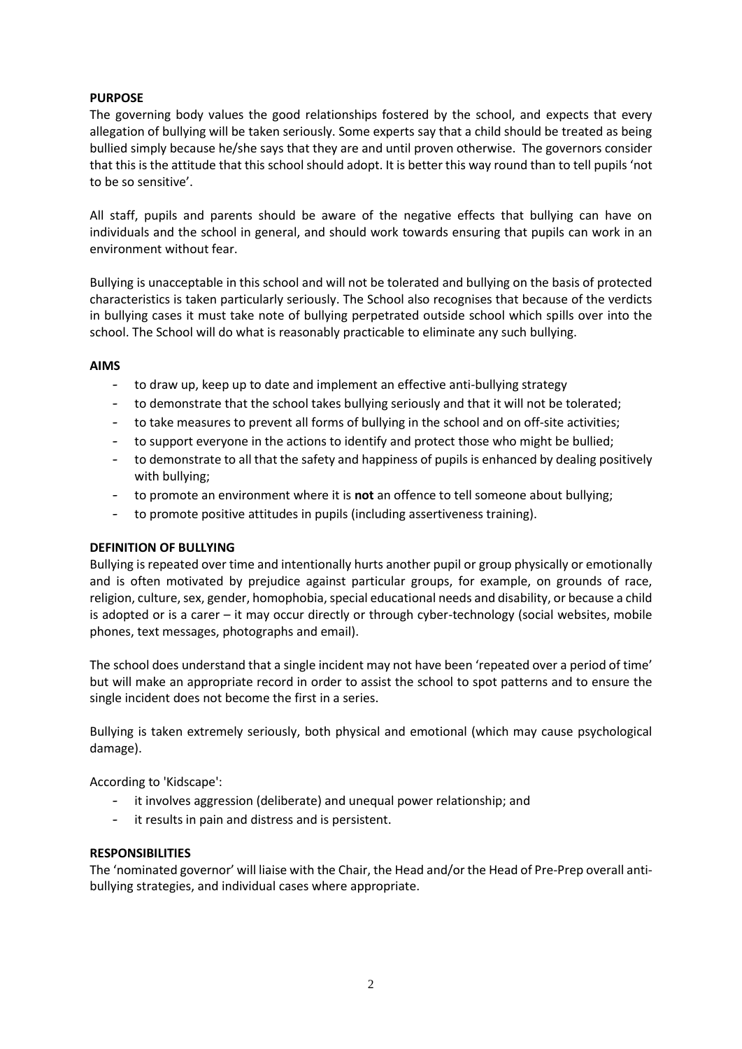**PURPOSE**

The governing body values the good relationships fostered by the school, and expects that every allegation of bullying will be taken seriously. Some experts say that a child should be treated as being bullied simply because he/she says that they are and until proven otherwise. The governors consider that this is the attitude that this school should adopt. It is better this way round than to tell pupils 'not to be so sensitive'.

All staff, pupils and parents should be aware of the negative effects that bullying can have on individuals and the school in general, and should work towards ensuring that pupils can work in an environment without fear.

Bullying is unacceptable in this school and will not be tolerated and bullying on the basis of protected characteristics is taken particularly seriously. The School also recognises that because of the verdicts in bullying cases it must take note of bullying perpetrated outside school which spills over into the school. The School will do what is reasonably practicable to eliminate any such bullying.

**AIMS**

- to draw up, keep up to date and implement an effective anti-bullying strategy
- to demonstrate that the school takes bullying seriously and that it will not be tolerated;
- to take measures to prevent all forms of bullying in the school and on off-site activities;
- to support everyone in the actions to identify and protect those who might be bullied;
- to demonstrate to all that the safety and happiness of pupils is enhanced by dealing positively with bullying;
- to promote an environment where it is **not** an offence to tell someone about bullying;
- to promote positive attitudes in pupils (including assertiveness training).

**DEFINITION OF BULLYING**

Bullying is repeated over time and intentionally hurts another pupil or group physically or emotionally and is often motivated by prejudice against particular groups, for example, on grounds of race, religion, culture, sex, gender, homophobia, special educational needs and disability, or because a child is adopted or is a carer – it may occur directly or through cyber-technology (social websites, mobile phones, text messages, photographs and email).

The school does understand that a single incident may not have been 'repeated over a period of time' but will make an appropriate record in order to assist the school to spot patterns and to ensure the single incident does not become the first in a series.

Bullying is taken extremely seriously, both physical and emotional (which may cause psychological damage).

According to 'Kidscape':

- it involves aggression (deliberate) and unequal power relationship; and
- it results in pain and distress and is persistent.

**RESPONSIBILITIES**

The 'nominated governor' will liaise with the Chair, the Head and/or the Head of Pre-Prep overall anti-bullying strategies, and individual cases where appropriate.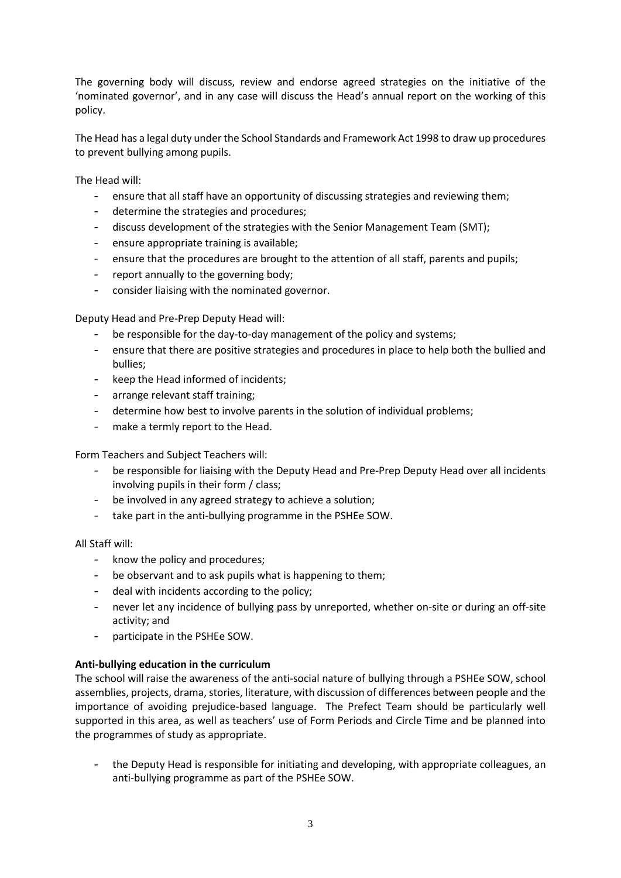The governing body will discuss, review and endorse agreed strategies on the initiative of the 'nominated governor', and in any case will discuss the Head's annual report on the working of this policy.

The Head has a legal duty under the School Standards and Framework Act 1998 to draw up procedures to prevent bullying among pupils.

The Head will:

- ensure that all staff have an opportunity of discussing strategies and reviewing them;
- determine the strategies and procedures;
- discuss development of the strategies with the Senior Management Team (SMT);
- ensure appropriate training is available;
- ensure that the procedures are brought to the attention of all staff, parents and pupils;
- report annually to the governing body;
- consider liaising with the nominated governor.

Deputy Head and Pre-Prep Deputy Head will:

- be responsible for the day-to-day management of the policy and systems;
- ensure that there are positive strategies and procedures in place to help both the bullied and bullies;
- keep the Head informed of incidents;
- arrange relevant staff training;
- determine how best to involve parents in the solution of individual problems;
- make a termly report to the Head.

Form Teachers and Subject Teachers will:

- be responsible for liaising with the Deputy Head and Pre-Prep Deputy Head over all incidents involving pupils in their form / class;
- be involved in any agreed strategy to achieve a solution;
- take part in the anti-bullying programme in the PSHEe SOW.

All Staff will:

- know the policy and procedures;
- be observant and to ask pupils what is happening to them;
- deal with incidents according to the policy;
- never let any incidence of bullying pass by unreported, whether on-site or during an off-site activity; and
- participate in the PSHEe SOW.

**Anti-bullying education in the curriculum**

The school will raise the awareness of the anti-social nature of bullying through a PSHEe SOW, school assemblies, projects, drama, stories, literature, with discussion of differences between people and the importance of avoiding prejudice-based language. The Prefect Team should be particularly well supported in this area, as well as teachers' use of Form Periods and Circle Time and be planned into the programmes of study as appropriate.

- the Deputy Head is responsible for initiating and developing, with appropriate colleagues, an anti-bullying programme as part of the PSHEe SOW.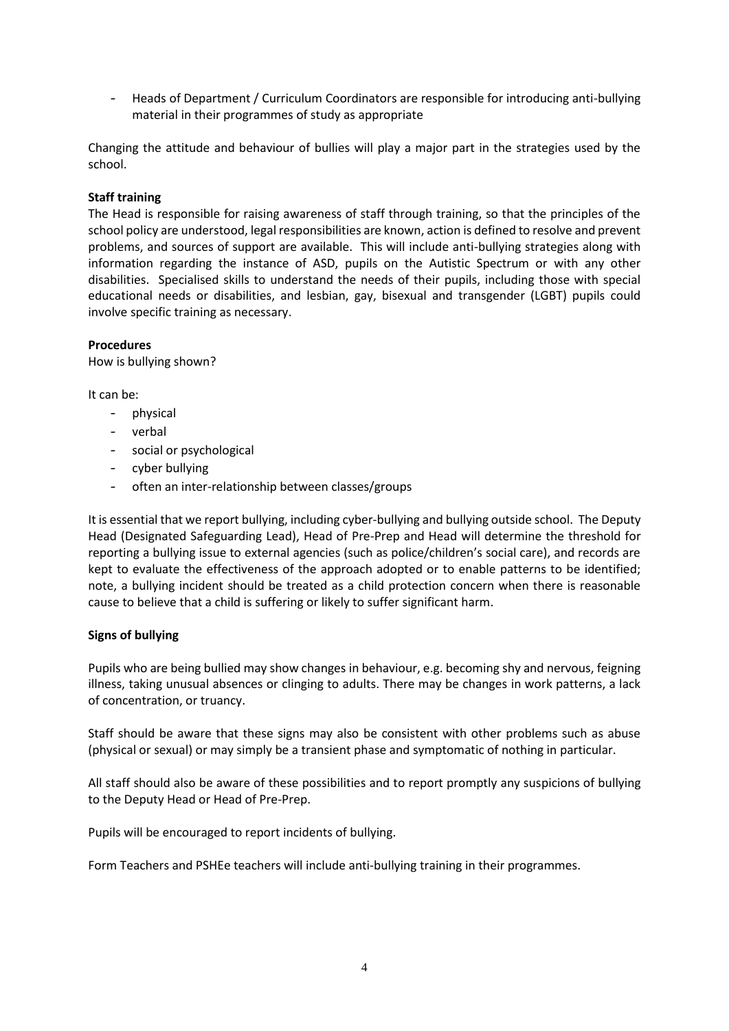- Heads of Department / Curriculum Coordinators are responsible for introducing anti-bullying material in their programmes of study as appropriate

Changing the attitude and behaviour of bullies will play a major part in the strategies used by the school.

**Staff training**

The Head is responsible for raising awareness of staff through training, so that the principles of the school policy are understood, legal responsibilities are known, action is defined to resolve and prevent problems, and sources of support are available. This will include anti-bullying strategies along with information regarding the instance of ASD, pupils on the Autistic Spectrum or with any other disabilities. Specialised skills to understand the needs of their pupils, including those with special educational needs or disabilities, and lesbian, gay, bisexual and transgender (LGBT) pupils could involve specific training as necessary.

**Procedures**

How is bullying shown?

It can be:

- physical
- verbal
- social or psychological
- cyber bullying
- often an inter-relationship between classes/groups

It is essential that we report bullying, including cyber-bullying and bullying outside school. The Deputy Head (Designated Safeguarding Lead), Head of Pre-Prep and Head will determine the threshold for reporting a bullying issue to external agencies (such as police/children's social care), and records are kept to evaluate the effectiveness of the approach adopted or to enable patterns to be identified; note, a bullying incident should be treated as a child protection concern when there is reasonable cause to believe that a child is suffering or likely to suffer significant harm.

**Signs of bullying**

Pupils who are being bullied may show changes in behaviour, e.g. becoming shy and nervous, feigning illness, taking unusual absences or clinging to adults. There may be changes in work patterns, a lack of concentration, or truancy.

Staff should be aware that these signs may also be consistent with other problems such as abuse (physical or sexual) or may simply be a transient phase and symptomatic of nothing in particular.

All staff should also be aware of these possibilities and to report promptly any suspicions of bullying to the Deputy Head or Head of Pre-Prep.

Pupils will be encouraged to report incidents of bullying.

Form Teachers and PSHEe teachers will include anti-bullying training in their programmes.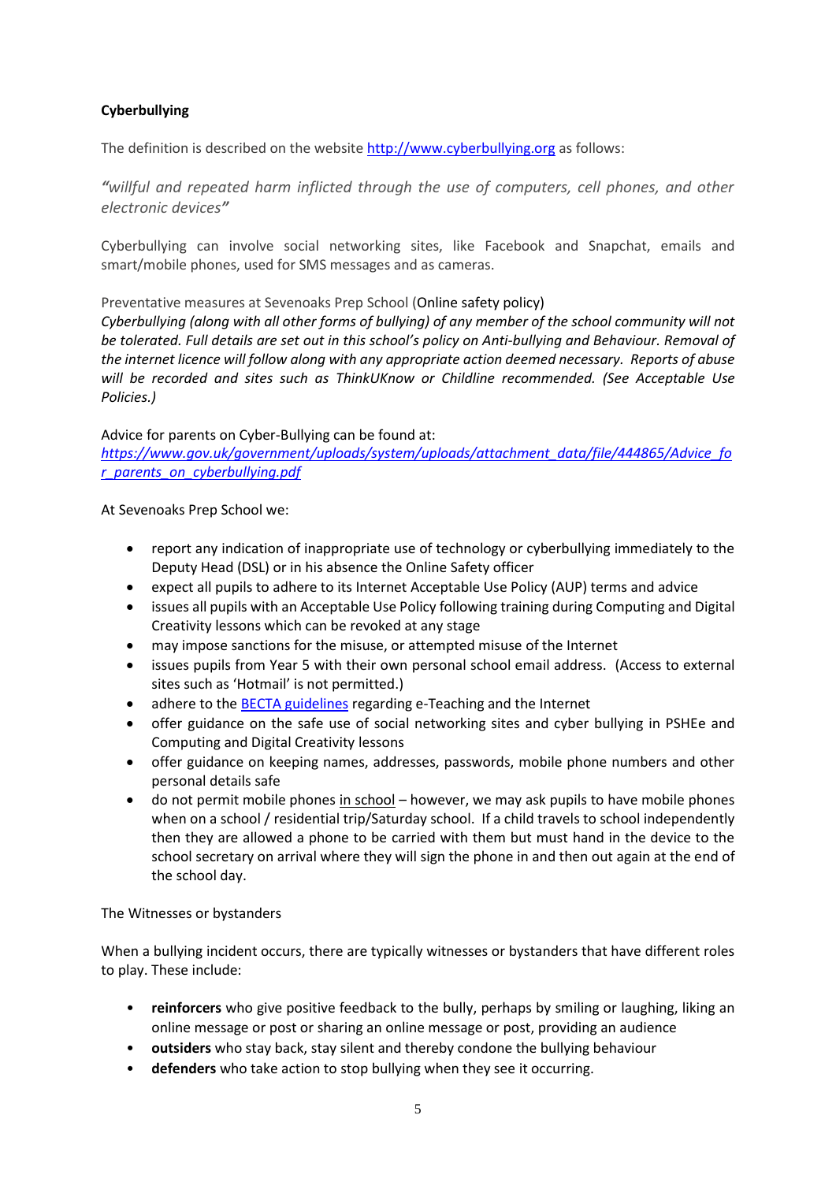**Cyberbullying**

The definition is described on the website [http://www.cyberbullying.org](http://www.cyberbullying.org) as follows:

*"willful and repeated harm inflicted through the use of computers, cell phones, and other electronic devices"*

Cyberbullying can involve social networking sites, like Facebook and Snapchat, emails and smart/mobile phones, used for SMS messages and as cameras.

Preventative measures at Sevenoaks Prep School (Online safety policy)
*Cyberbullying (along with all other forms of bullying) of any member of the school community will not be tolerated. Full details are set out in this school's policy on Anti-bullying and Behaviour. Removal of the internet licence will follow along with any appropriate action deemed necessary. Reports of abuse will be recorded and sites such as ThinkUKnow or Childline recommended. (See Acceptable Use Policies.)*

Advice for parents on Cyber-Bullying can be found at:
[https://www.gov.uk/government/uploads/system/uploads/attachment_data/file/444865/Advice_for_parents_on_cyberbullying.pdf](https://www.gov.uk/government/uploads/system/uploads/attachment_data/file/444865/Advice_for_parents_on_cyberbullying.pdf)

At Sevenoaks Prep School we:

- report any indication of inappropriate use of technology or cyberbullying immediately to the Deputy Head (DSL) or in his absence the Online Safety officer
- expect all pupils to adhere to its Internet Acceptable Use Policy (AUP) terms and advice
- issues all pupils with an Acceptable Use Policy following training during Computing and Digital Creativity lessons which can be revoked at any stage
- may impose sanctions for the misuse, or attempted misuse of the Internet
- issues pupils from Year 5 with their own personal school email address. (Access to external sites such as 'Hotmail' is not permitted.)
- adhere to the BECTA guidelines regarding e-Teaching and the Internet
- offer guidance on the safe use of social networking sites and cyber bullying in PSHEe and Computing and Digital Creativity lessons
- offer guidance on keeping names, addresses, passwords, mobile phone numbers and other personal details safe
- do not permit mobile phones in school – however, we may ask pupils to have mobile phones when on a school / residential trip/Saturday school. If a child travels to school independently then they are allowed a phone to be carried with them but must hand in the device to the school secretary on arrival where they will sign the phone in and then out again at the end of the school day.

The Witnesses or bystanders

When a bullying incident occurs, there are typically witnesses or bystanders that have different roles to play. These include:

- **reinforcers** who give positive feedback to the bully, perhaps by smiling or laughing, liking an online message or post or sharing an online message or post, providing an audience
- **outsiders** who stay back, stay silent and thereby condone the bullying behaviour
- **defenders** who take action to stop bullying when they see it occurring.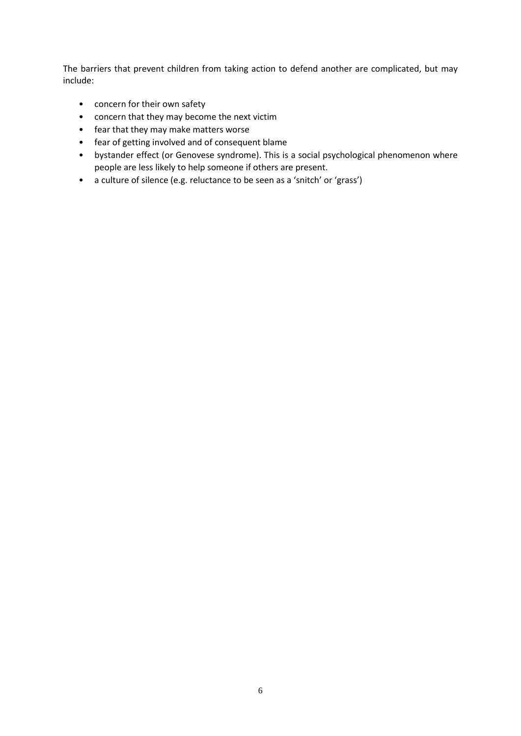The barriers that prevent children from taking action to defend another are complicated, but may include:

- concern for their own safety
- concern that they may become the next victim
- fear that they may make matters worse
- fear of getting involved and of consequent blame
- bystander effect (or Genovese syndrome). This is a social psychological phenomenon where people are less likely to help someone if others are present.
- a culture of silence (e.g. reluctance to be seen as a 'snitch' or 'grass')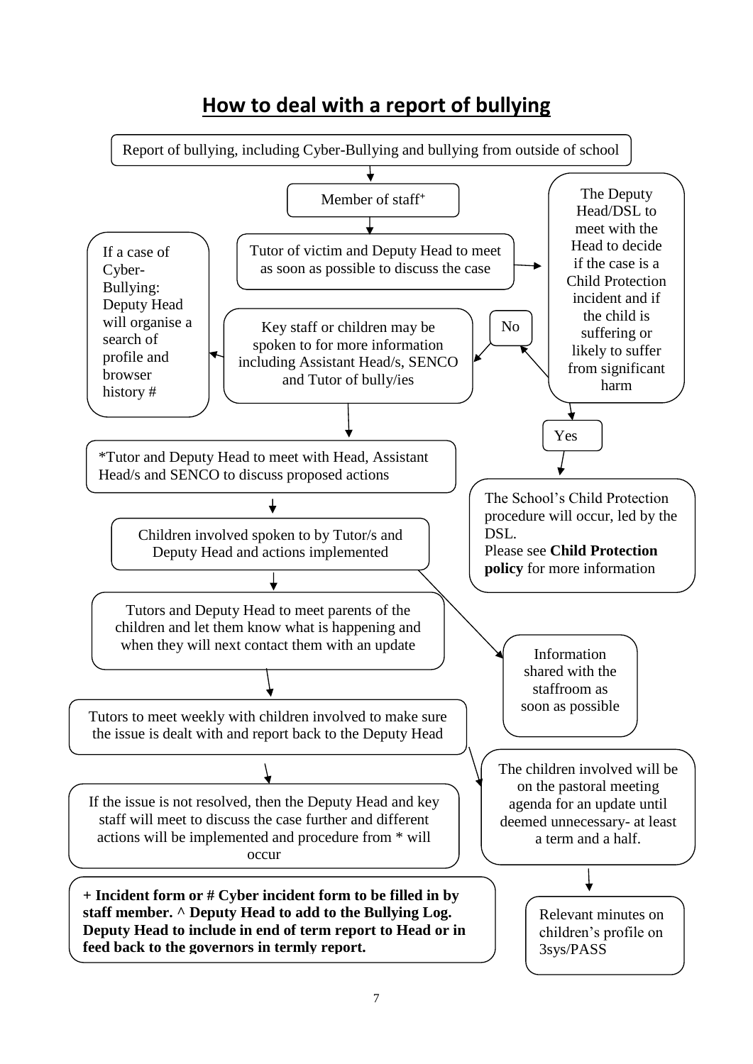## How to deal with a report of bullying

Report of bullying, including Cyber-Bullying and bullying from outside of school

Member of staff+

Tutor of victim and Deputy Head to meet as soon as possible to discuss the case

The Deputy Head/DSL to meet with the Head to decide if the case is a Child Protection incident and if the child is suffering or likely to suffer from significant harm

No

Key staff or children may be spoken to for more information including Assistant Head/s, SENCO and Tutor of bully/ies

If a case of Cyber-Bullying: Deputy Head will organise a search of profile and browser history #

Yes

The School's Child Protection procedure will occur, led by the DSL.
Please see **Child Protection policy** for more information

*Tutor and Deputy Head to meet with Head, Assistant Head/s and SENCO to discuss proposed actions

Children involved spoken to by Tutor/s and Deputy Head and actions implemented

Information shared with the staffroom as soon as possible

Tutors and Deputy Head to meet parents of the children and let them know what is happening and when they will next contact them with an update

Tutors to meet weekly with children involved to make sure the issue is dealt with and report back to the Deputy Head

The children involved will be on the pastoral meeting agenda for an update until deemed unnecessary- at least a term and a half.

If the issue is not resolved, then the Deputy Head and key staff will meet to discuss the case further and different actions will be implemented and procedure from * will occur

Relevant minutes on children's profile on 3sys/PASS

**+ Incident form or # Cyber incident form to be filled in by staff member. ^ Deputy Head to add to the Bullying Log. Deputy Head to include in end of term report to Head or in feed back to the governors in termly report.**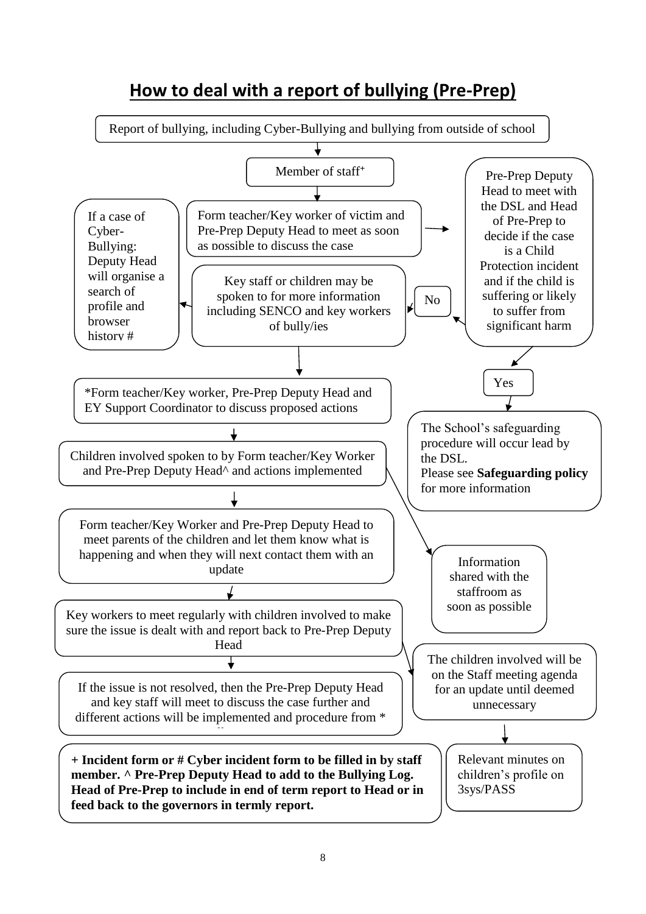## How to deal with a report of bullying (Pre-Prep)

Report of bullying, including Cyber-Bullying and bullying from outside of school

Member of staff+

Form teacher/Key worker of victim and Pre-Prep Deputy Head to meet as soon as possible to discuss the case

Pre-Prep Deputy Head to meet with the DSL and Head of Pre-Prep to decide if the case is a Child Protection incident and if the child is suffering or likely to suffer from significant harm

No

Key staff or children may be spoken to for more information including SENCO and key workers of bully/ies

If a case of Cyber-Bullying: Deputy Head will organise a search of profile and browser history #

Yes

The School's safeguarding procedure will occur lead by the DSL.
Please see **Safeguarding policy** for more information

*Form teacher/Key worker, Pre-Prep Deputy Head and EY Support Coordinator to discuss proposed actions

Children involved spoken to by Form teacher/Key Worker and Pre-Prep Deputy Head^ and actions implemented

Information shared with the staffroom as soon as possible

Form teacher/Key Worker and Pre-Prep Deputy Head to meet parents of the children and let them know what is happening and when they will next contact them with an update

Key workers to meet regularly with children involved to make sure the issue is dealt with and report back to Pre-Prep Deputy Head

The children involved will be on the Staff meeting agenda for an update until deemed unnecessary

If the issue is not resolved, then the Pre-Prep Deputy Head and key staff will meet to discuss the case further and different actions will be implemented and procedure from * ...

Relevant minutes on children's profile on 3sys/PASS

**+ Incident form or # Cyber incident form to be filled in by staff member. ^ Pre-Prep Deputy Head to add to the Bullying Log. Head of Pre-Prep to include in end of term report to Head or in feed back to the governors in termly report.**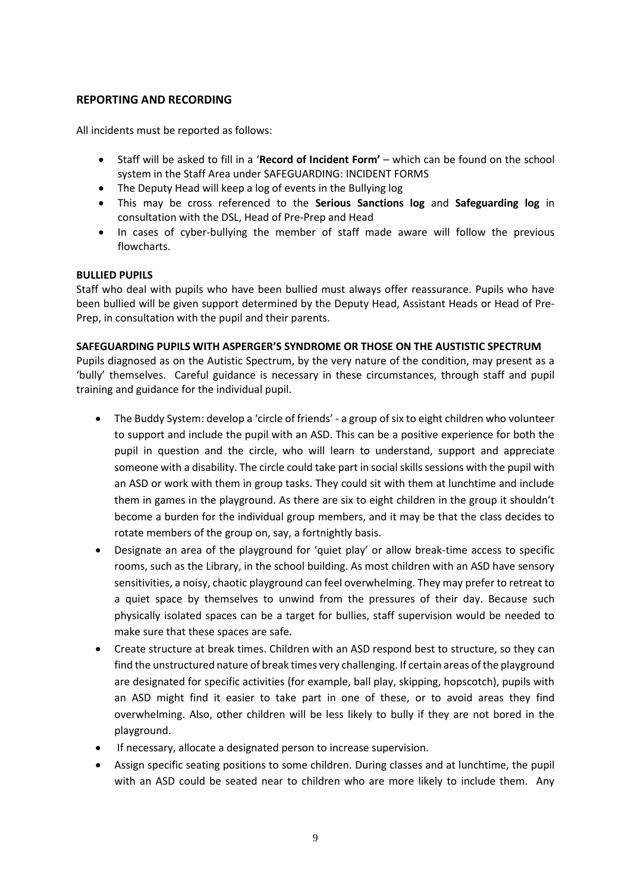## REPORTING AND RECORDING

All incidents must be reported as follows:

- Staff will be asked to fill in a '**Record of Incident Form'** – which can be found on the school system in the Staff Area under SAFEGUARDING: INCIDENT FORMS
- The Deputy Head will keep a log of events in the Bullying log
- This may be cross referenced to the **Serious Sanctions log** and **Safeguarding log** in consultation with the DSL, Head of Pre-Prep and Head
- In cases of cyber-bullying the member of staff made aware will follow the previous flowcharts.

**BULLIED PUPILS**

Staff who deal with pupils who have been bullied must always offer reassurance. Pupils who have been bullied will be given support determined by the Deputy Head, Assistant Heads or Head of Pre-Prep, in consultation with the pupil and their parents.

**SAFEGUARDING PUPILS WITH ASPERGER'S SYNDROME OR THOSE ON THE AUSTISTIC SPECTRUM**

Pupils diagnosed as on the Autistic Spectrum, by the very nature of the condition, may present as a 'bully' themselves. Careful guidance is necessary in these circumstances, through staff and pupil training and guidance for the individual pupil.

- The Buddy System: develop a 'circle of friends' - a group of six to eight children who volunteer to support and include the pupil with an ASD. This can be a positive experience for both the pupil in question and the circle, who will learn to understand, support and appreciate someone with a disability. The circle could take part in social skills sessions with the pupil with an ASD or work with them in group tasks. They could sit with them at lunchtime and include them in games in the playground. As there are six to eight children in the group it shouldn't become a burden for the individual group members, and it may be that the class decides to rotate members of the group on, say, a fortnightly basis.
- Designate an area of the playground for 'quiet play' or allow break-time access to specific rooms, such as the Library, in the school building. As most children with an ASD have sensory sensitivities, a noisy, chaotic playground can feel overwhelming. They may prefer to retreat to a quiet space by themselves to unwind from the pressures of their day. Because such physically isolated spaces can be a target for bullies, staff supervision would be needed to make sure that these spaces are safe.
- Create structure at break times. Children with an ASD respond best to structure, so they can find the unstructured nature of break times very challenging. If certain areas of the playground are designated for specific activities (for example, ball play, skipping, hopscotch), pupils with an ASD might find it easier to take part in one of these, or to avoid areas they find overwhelming. Also, other children will be less likely to bully if they are not bored in the playground.
- If necessary, allocate a designated person to increase supervision.
- Assign specific seating positions to some children. During classes and at lunchtime, the pupil with an ASD could be seated near to children who are more likely to include them. Any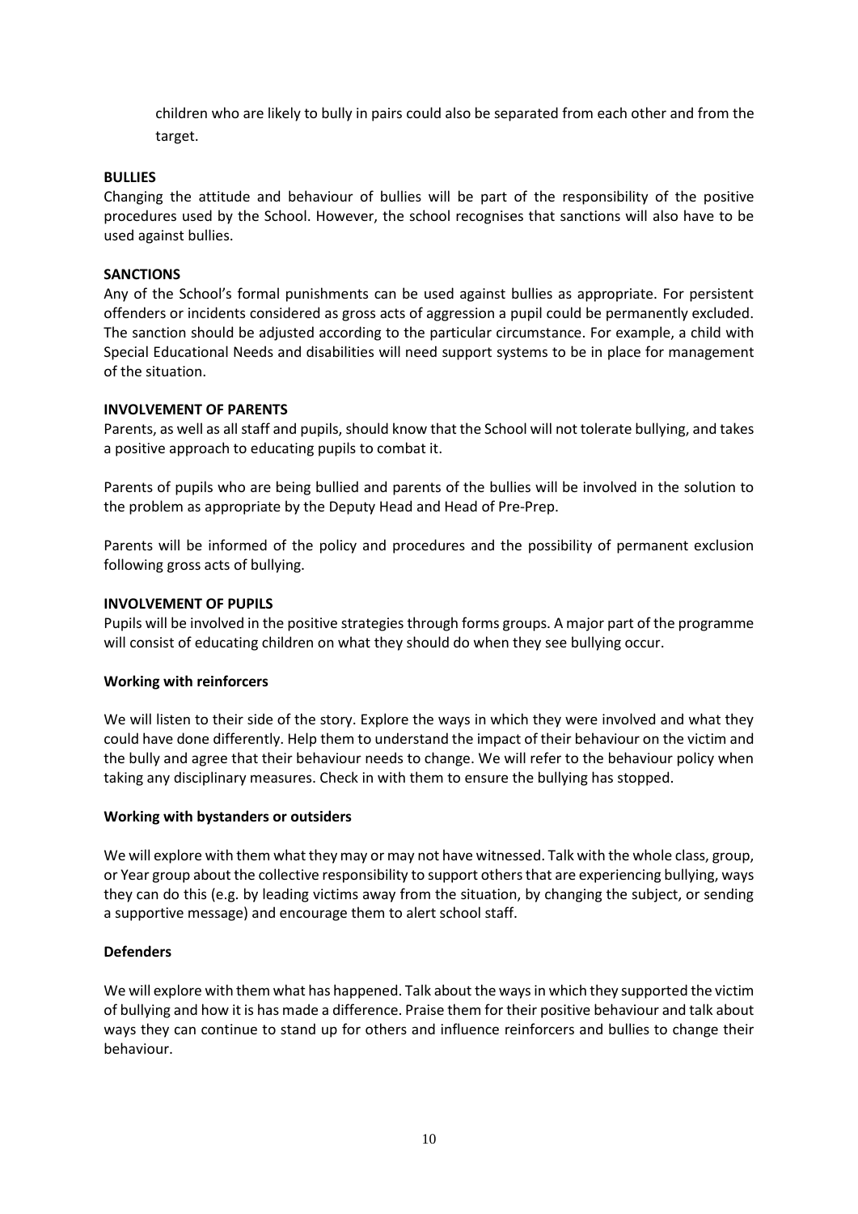children who are likely to bully in pairs could also be separated from each other and from the target.

**BULLIES**

Changing the attitude and behaviour of bullies will be part of the responsibility of the positive procedures used by the School. However, the school recognises that sanctions will also have to be used against bullies.

**SANCTIONS**

Any of the School's formal punishments can be used against bullies as appropriate. For persistent offenders or incidents considered as gross acts of aggression a pupil could be permanently excluded. The sanction should be adjusted according to the particular circumstance. For example, a child with Special Educational Needs and disabilities will need support systems to be in place for management of the situation.

**INVOLVEMENT OF PARENTS**

Parents, as well as all staff and pupils, should know that the School will not tolerate bullying, and takes a positive approach to educating pupils to combat it.

Parents of pupils who are being bullied and parents of the bullies will be involved in the solution to the problem as appropriate by the Deputy Head and Head of Pre-Prep.

Parents will be informed of the policy and procedures and the possibility of permanent exclusion following gross acts of bullying.

**INVOLVEMENT OF PUPILS**

Pupils will be involved in the positive strategies through forms groups. A major part of the programme will consist of educating children on what they should do when they see bullying occur.

**Working with reinforcers**

We will listen to their side of the story. Explore the ways in which they were involved and what they could have done differently. Help them to understand the impact of their behaviour on the victim and the bully and agree that their behaviour needs to change. We will refer to the behaviour policy when taking any disciplinary measures. Check in with them to ensure the bullying has stopped.

**Working with bystanders or outsiders**

We will explore with them what they may or may not have witnessed. Talk with the whole class, group, or Year group about the collective responsibility to support others that are experiencing bullying, ways they can do this (e.g. by leading victims away from the situation, by changing the subject, or sending a supportive message) and encourage them to alert school staff.

**Defenders**

We will explore with them what has happened. Talk about the ways in which they supported the victim of bullying and how it is has made a difference. Praise them for their positive behaviour and talk about ways they can continue to stand up for others and influence reinforcers and bullies to change their behaviour.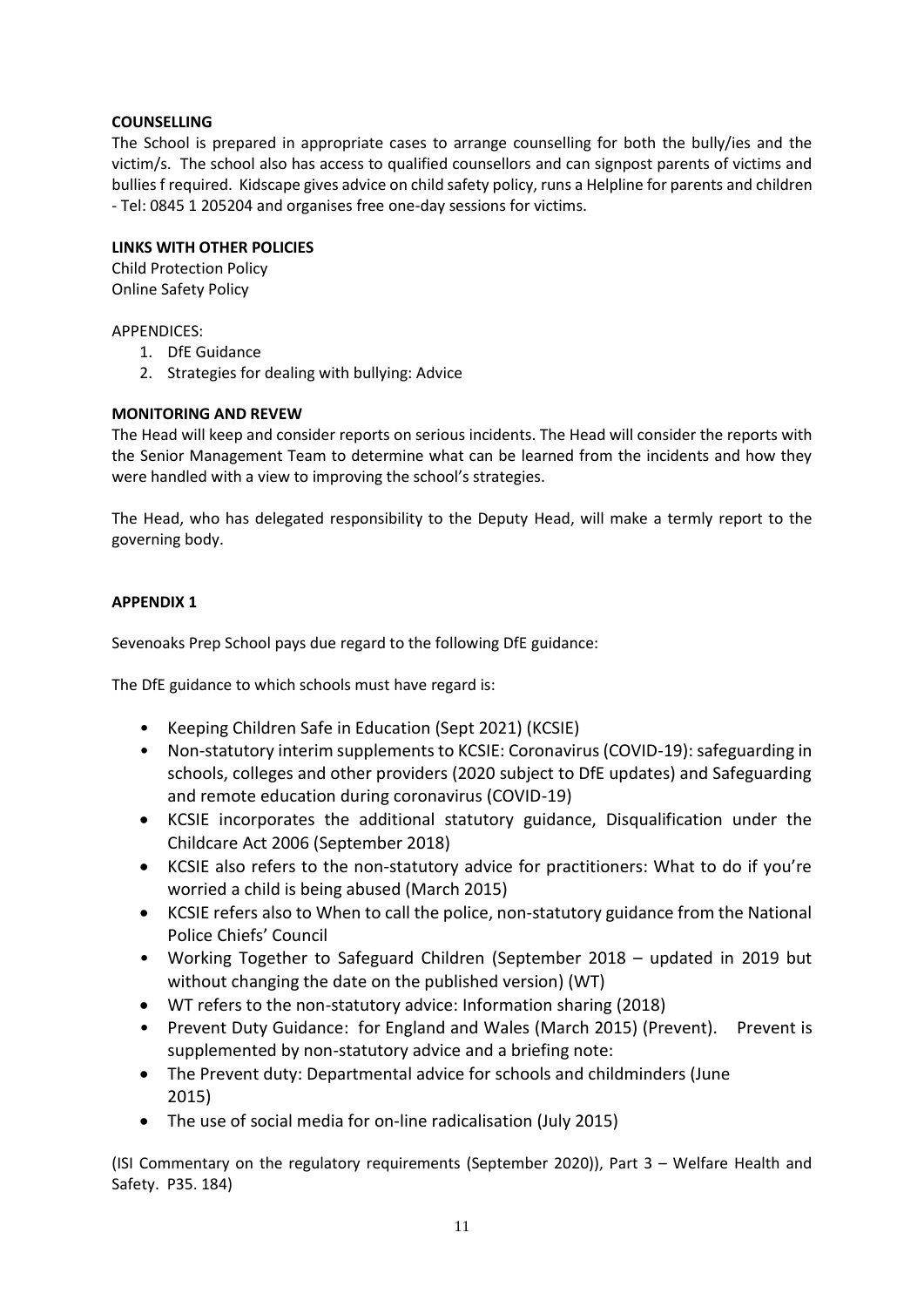**COUNSELLING**

The School is prepared in appropriate cases to arrange counselling for both the bully/ies and the victim/s. The school also has access to qualified counsellors and can signpost parents of victims and bullies f required. Kidscape gives advice on child safety policy, runs a Helpline for parents and children - Tel: 0845 1 205204 and organises free one-day sessions for victims.

**LINKS WITH OTHER POLICIES**

Child Protection Policy
Online Safety Policy

APPENDICES:

1. DfE Guidance
2. Strategies for dealing with bullying: Advice

**MONITORING AND REVEW**

The Head will keep and consider reports on serious incidents. The Head will consider the reports with the Senior Management Team to determine what can be learned from the incidents and how they were handled with a view to improving the school's strategies.

The Head, who has delegated responsibility to the Deputy Head, will make a termly report to the governing body.

**APPENDIX 1**

Sevenoaks Prep School pays due regard to the following DfE guidance:

The DfE guidance to which schools must have regard is:

- Keeping Children Safe in Education (Sept 2021) (KCSIE)
- Non-statutory interim supplements to KCSIE: Coronavirus (COVID-19): safeguarding in schools, colleges and other providers (2020 subject to DfE updates) and Safeguarding and remote education during coronavirus (COVID-19)
- KCSIE incorporates the additional statutory guidance, Disqualification under the Childcare Act 2006 (September 2018)
- KCSIE also refers to the non-statutory advice for practitioners: What to do if you're worried a child is being abused (March 2015)
- KCSIE refers also to When to call the police, non-statutory guidance from the National Police Chiefs' Council
- Working Together to Safeguard Children (September 2018 – updated in 2019 but without changing the date on the published version) (WT)
- WT refers to the non-statutory advice: Information sharing (2018)
- Prevent Duty Guidance: for England and Wales (March 2015) (Prevent). Prevent is supplemented by non-statutory advice and a briefing note:
- The Prevent duty: Departmental advice for schools and childminders (June 2015)
- The use of social media for on-line radicalisation (July 2015)

(ISI Commentary on the regulatory requirements (September 2020)), Part 3 – Welfare Health and Safety. P35. 184)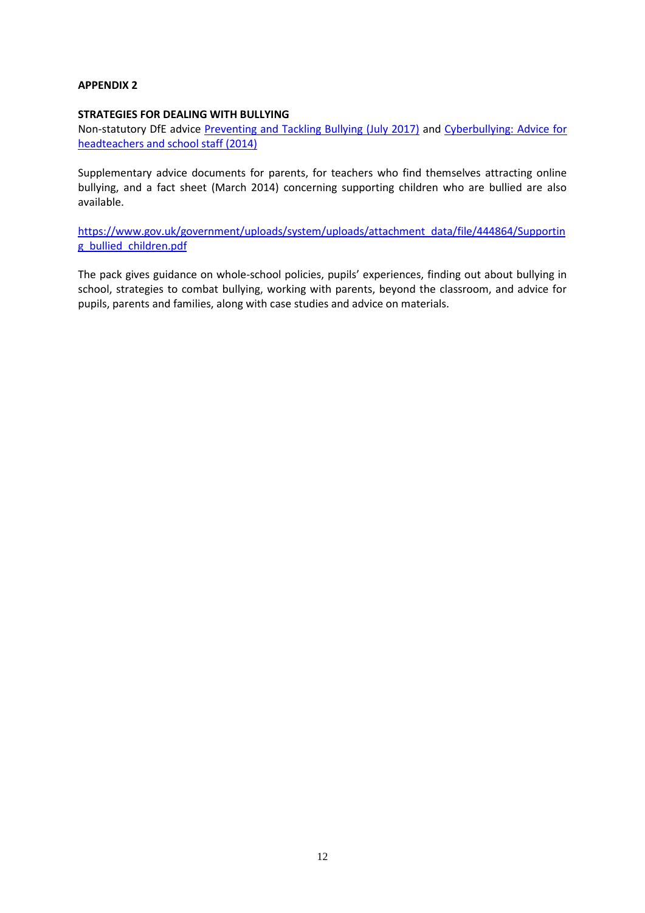**APPENDIX 2**

**STRATEGIES FOR DEALING WITH BULLYING**

Non-statutory DfE advice Preventing and Tackling Bullying (July 2017) and Cyberbullying: Advice for headteachers and school staff (2014)

Supplementary advice documents for parents, for teachers who find themselves attracting online bullying, and a fact sheet (March 2014) concerning supporting children who are bullied are also available.

https://www.gov.uk/government/uploads/system/uploads/attachment_data/file/444864/Supporting_bullied_children.pdf

The pack gives guidance on whole-school policies, pupils' experiences, finding out about bullying in school, strategies to combat bullying, working with parents, beyond the classroom, and advice for pupils, parents and families, along with case studies and advice on materials.